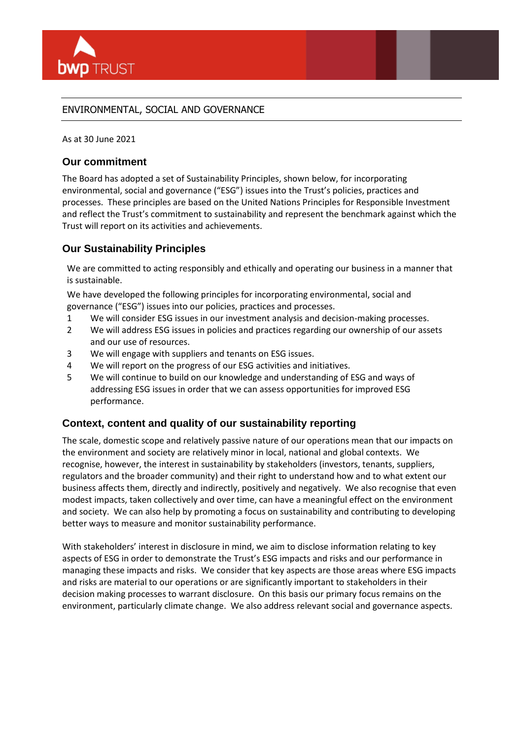bwp TRUST

# ENVIRONMENTAL, SOCIAL AND GOVERNANCE

As at 30 June 2021

## Our commitment

The Board has adopted a set of Sustainability Principles, shown below, for incorporating environmental, social and governance ("ESG") issues into the Trust's policies, practices and processes. These principles are based on the United Nations Principles for Responsible Investment and reflect the Trust's commitment to sustainability and represent the benchmark against which the Trust will report on its activities and achievements.

## Our Sustainability Principles

We are committed to acting responsibly and ethically and operating our business in a manner that is sustainable.

We have developed the following principles for incorporating environmental, social and governance ("ESG") issues into our policies, practices and processes.

1. We will consider ESG issues in our investment analysis and decision-making processes.
2. We will address ESG issues in policies and practices regarding our ownership of our assets and our use of resources.
3. We will engage with suppliers and tenants on ESG issues.
4. We will report on the progress of our ESG activities and initiatives.
5. We will continue to build on our knowledge and understanding of ESG and ways of addressing ESG issues in order that we can assess opportunities for improved ESG performance.

## Context, content and quality of our sustainability reporting

The scale, domestic scope and relatively passive nature of our operations mean that our impacts on the environment and society are relatively minor in local, national and global contexts. We recognise, however, the interest in sustainability by stakeholders (investors, tenants, suppliers, regulators and the broader community) and their right to understand how and to what extent our business affects them, directly and indirectly, positively and negatively. We also recognise that even modest impacts, taken collectively and over time, can have a meaningful effect on the environment and society. We can also help by promoting a focus on sustainability and contributing to developing better ways to measure and monitor sustainability performance.

With stakeholders' interest in disclosure in mind, we aim to disclose information relating to key aspects of ESG in order to demonstrate the Trust's ESG impacts and risks and our performance in managing these impacts and risks. We consider that key aspects are those areas where ESG impacts and risks are material to our operations or are significantly important to stakeholders in their decision making processes to warrant disclosure. On this basis our primary focus remains on the environment, particularly climate change. We also address relevant social and governance aspects.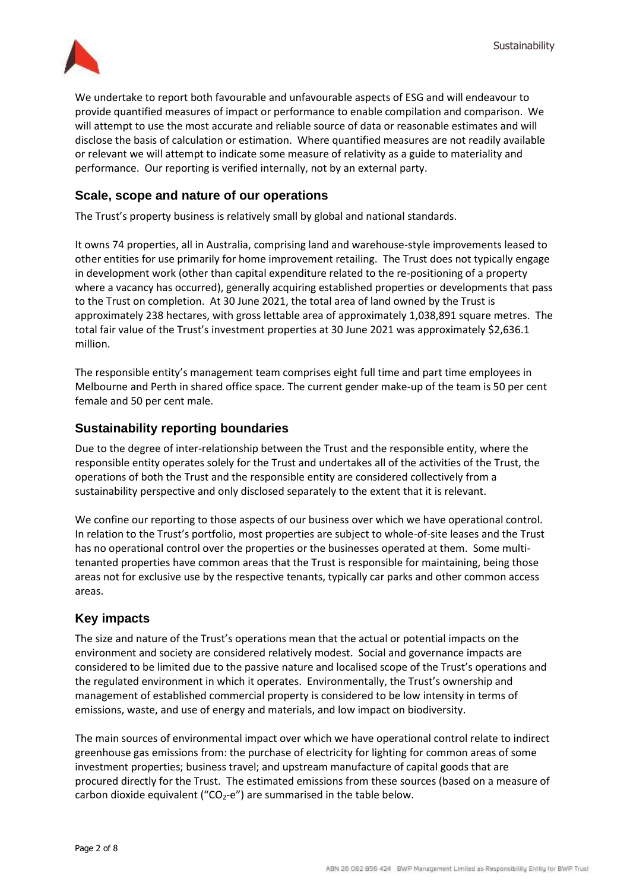We undertake to report both favourable and unfavourable aspects of ESG and will endeavour to provide quantified measures of impact or performance to enable compilation and comparison. We will attempt to use the most accurate and reliable source of data or reasonable estimates and will disclose the basis of calculation or estimation. Where quantified measures are not readily available or relevant we will attempt to indicate some measure of relativity as a guide to materiality and performance. Our reporting is verified internally, not by an external party.

## Scale, scope and nature of our operations

The Trust's property business is relatively small by global and national standards.

It owns 74 properties, all in Australia, comprising land and warehouse-style improvements leased to other entities for use primarily for home improvement retailing. The Trust does not typically engage in development work (other than capital expenditure related to the re-positioning of a property where a vacancy has occurred), generally acquiring established properties or developments that pass to the Trust on completion. At 30 June 2021, the total area of land owned by the Trust is approximately 238 hectares, with gross lettable area of approximately 1,038,891 square metres. The total fair value of the Trust's investment properties at 30 June 2021 was approximately $2,636.1 million.

The responsible entity's management team comprises eight full time and part time employees in Melbourne and Perth in shared office space. The current gender make-up of the team is 50 per cent female and 50 per cent male.

## Sustainability reporting boundaries

Due to the degree of inter-relationship between the Trust and the responsible entity, where the responsible entity operates solely for the Trust and undertakes all of the activities of the Trust, the operations of both the Trust and the responsible entity are considered collectively from a sustainability perspective and only disclosed separately to the extent that it is relevant.

We confine our reporting to those aspects of our business over which we have operational control. In relation to the Trust's portfolio, most properties are subject to whole-of-site leases and the Trust has no operational control over the properties or the businesses operated at them. Some multi-tenanted properties have common areas that the Trust is responsible for maintaining, being those areas not for exclusive use by the respective tenants, typically car parks and other common access areas.

## Key impacts

The size and nature of the Trust's operations mean that the actual or potential impacts on the environment and society are considered relatively modest. Social and governance impacts are considered to be limited due to the passive nature and localised scope of the Trust's operations and the regulated environment in which it operates. Environmentally, the Trust's ownership and management of established commercial property is considered to be low intensity in terms of emissions, waste, and use of energy and materials, and low impact on biodiversity.

The main sources of environmental impact over which we have operational control relate to indirect greenhouse gas emissions from: the purchase of electricity for lighting for common areas of some investment properties; business travel; and upstream manufacture of capital goods that are procured directly for the Trust. The estimated emissions from these sources (based on a measure of carbon dioxide equivalent ("$CO_2$-e") are summarised in the table below.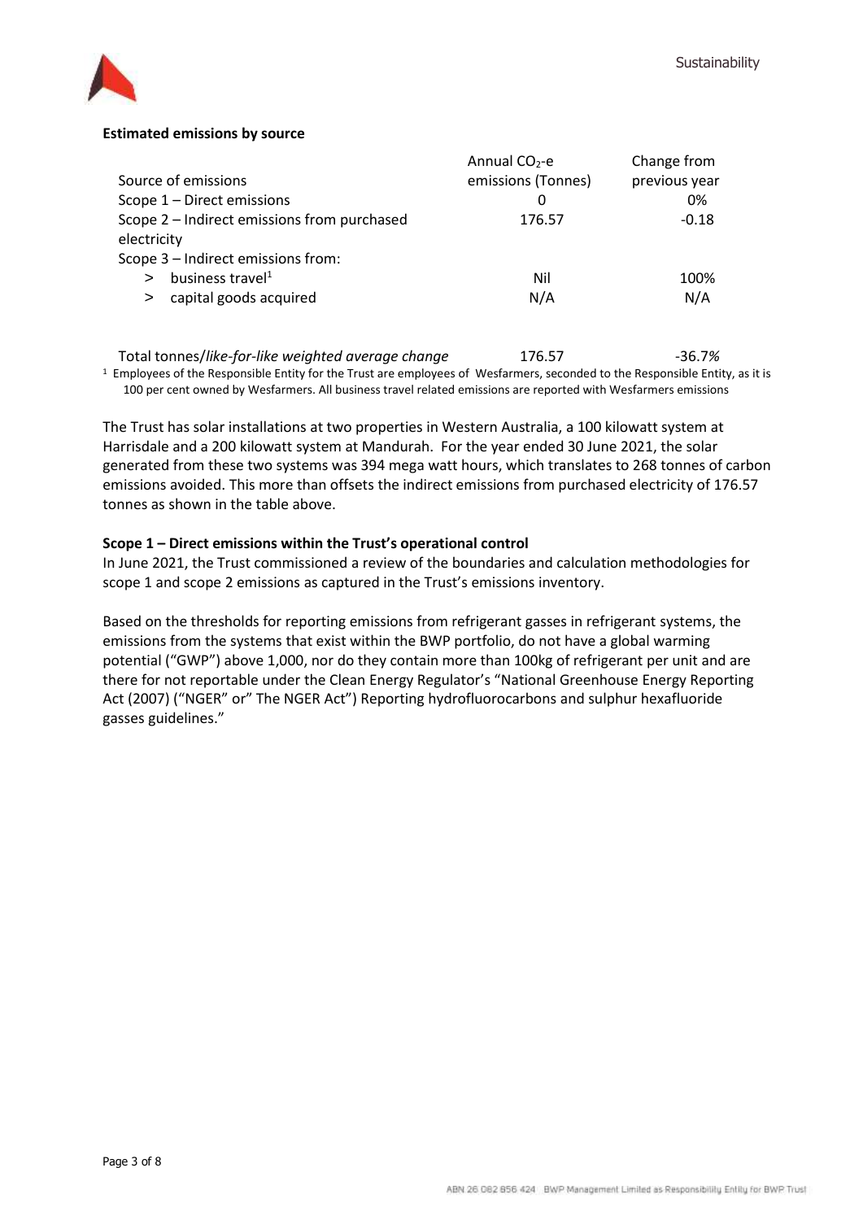**Estimated emissions by source**

| Source of emissions | Annual $CO_2$-e emissions (Tonnes) | Change from previous year |
|---|---|---|
| Scope 1 – Direct emissions | 0 | 0% |
| Scope 2 – Indirect emissions from purchased electricity | 176.57 | -0.18 |
| Scope 3 – Indirect emissions from: | | |
| > business travel[1] | Nil | 100% |
| > capital goods acquired | N/A | N/A |
| Total tonnes/*like-for-like weighted average change* | 176.57 | -36.7*%* |

[1] Employees of the Responsible Entity for the Trust are employees of Wesfarmers, seconded to the Responsible Entity, as it is 100 per cent owned by Wesfarmers. All business travel related emissions are reported with Wesfarmers emissions

The Trust has solar installations at two properties in Western Australia, a 100 kilowatt system at Harrisdale and a 200 kilowatt system at Mandurah. For the year ended 30 June 2021, the solar generated from these two systems was 394 mega watt hours, which translates to 268 tonnes of carbon emissions avoided. This more than offsets the indirect emissions from purchased electricity of 176.57 tonnes as shown in the table above.

**Scope 1 – Direct emissions within the Trust's operational control**

In June 2021, the Trust commissioned a review of the boundaries and calculation methodologies for scope 1 and scope 2 emissions as captured in the Trust's emissions inventory.

Based on the thresholds for reporting emissions from refrigerant gasses in refrigerant systems, the emissions from the systems that exist within the BWP portfolio, do not have a global warming potential ("GWP") above 1,000, nor do they contain more than 100kg of refrigerant per unit and are there for not reportable under the Clean Energy Regulator's "National Greenhouse Energy Reporting Act (2007) ("NGER" or" The NGER Act") Reporting hydrofluorocarbons and sulphur hexafluoride gasses guidelines."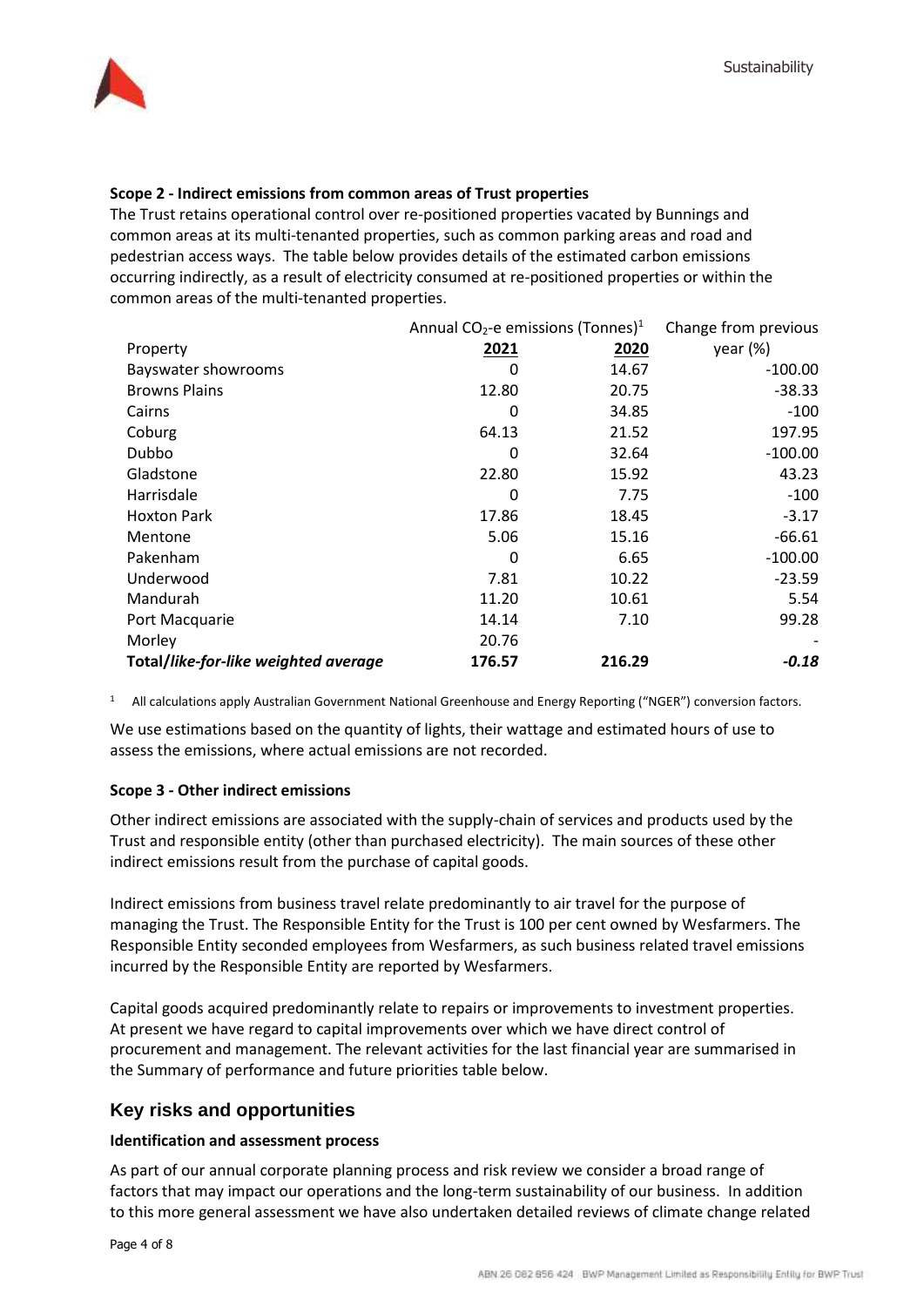**Scope 2 - Indirect emissions from common areas of Trust properties**

The Trust retains operational control over re-positioned properties vacated by Bunnings and common areas at its multi-tenanted properties, such as common parking areas and road and pedestrian access ways. The table below provides details of the estimated carbon emissions occurring indirectly, as a result of electricity consumed at re-positioned properties or within the common areas of the multi-tenanted properties.

| | Annual $CO_2$-e emissions (Tonnes)[1] | | Change from previous |
|---|---|---|---|
| Property | **2021** | **2020** | year (%) |
| Bayswater showrooms | 0 | 14.67 | -100.00 |
| Browns Plains | 12.80 | 20.75 | -38.33 |
| Cairns | 0 | 34.85 | -100 |
| Coburg | 64.13 | 21.52 | 197.95 |
| Dubbo | 0 | 32.64 | -100.00 |
| Gladstone | 22.80 | 15.92 | 43.23 |
| Harrisdale | 0 | 7.75 | -100 |
| Hoxton Park | 17.86 | 18.45 | -3.17 |
| Mentone | 5.06 | 15.16 | -66.61 |
| Pakenham | 0 | 6.65 | -100.00 |
| Underwood | 7.81 | 10.22 | -23.59 |
| Mandurah | 11.20 | 10.61 | 5.54 |
| Port Macquarie | 14.14 | 7.10 | 99.28 |
| Morley | 20.76 | | - |
| **Total/*like-for-like weighted average*** | **176.57** | **216.29** | ***-0.18*** |

[1] All calculations apply Australian Government National Greenhouse and Energy Reporting ("NGER") conversion factors.

We use estimations based on the quantity of lights, their wattage and estimated hours of use to assess the emissions, where actual emissions are not recorded.

**Scope 3 - Other indirect emissions**

Other indirect emissions are associated with the supply-chain of services and products used by the Trust and responsible entity (other than purchased electricity). The main sources of these other indirect emissions result from the purchase of capital goods.

Indirect emissions from business travel relate predominantly to air travel for the purpose of managing the Trust. The Responsible Entity for the Trust is 100 per cent owned by Wesfarmers. The Responsible Entity seconded employees from Wesfarmers, as such business related travel emissions incurred by the Responsible Entity are reported by Wesfarmers.

Capital goods acquired predominantly relate to repairs or improvements to investment properties. At present we have regard to capital improvements over which we have direct control of procurement and management. The relevant activities for the last financial year are summarised in the Summary of performance and future priorities table below.

## Key risks and opportunities

**Identification and assessment process**

As part of our annual corporate planning process and risk review we consider a broad range of factors that may impact our operations and the long-term sustainability of our business. In addition to this more general assessment we have also undertaken detailed reviews of climate change related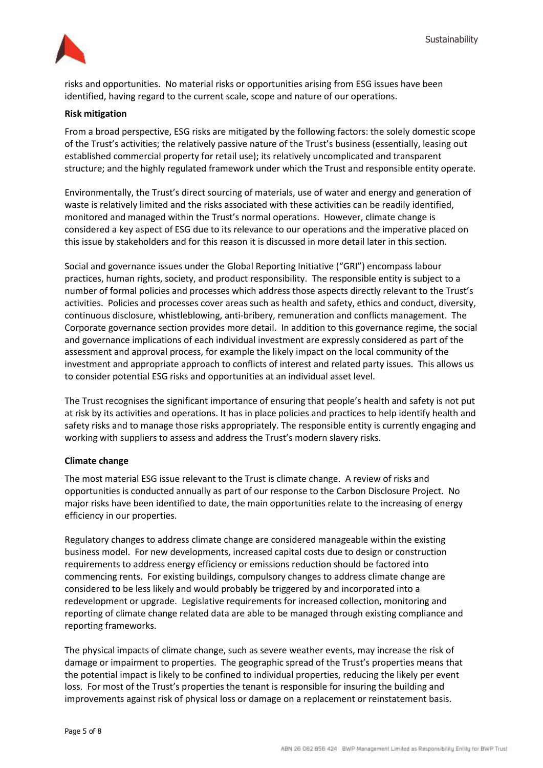risks and opportunities. No material risks or opportunities arising from ESG issues have been identified, having regard to the current scale, scope and nature of our operations.

**Risk mitigation**

From a broad perspective, ESG risks are mitigated by the following factors: the solely domestic scope of the Trust's activities; the relatively passive nature of the Trust's business (essentially, leasing out established commercial property for retail use); its relatively uncomplicated and transparent structure; and the highly regulated framework under which the Trust and responsible entity operate.

Environmentally, the Trust's direct sourcing of materials, use of water and energy and generation of waste is relatively limited and the risks associated with these activities can be readily identified, monitored and managed within the Trust's normal operations. However, climate change is considered a key aspect of ESG due to its relevance to our operations and the imperative placed on this issue by stakeholders and for this reason it is discussed in more detail later in this section.

Social and governance issues under the Global Reporting Initiative ("GRI") encompass labour practices, human rights, society, and product responsibility. The responsible entity is subject to a number of formal policies and processes which address those aspects directly relevant to the Trust's activities. Policies and processes cover areas such as health and safety, ethics and conduct, diversity, continuous disclosure, whistleblowing, anti-bribery, remuneration and conflicts management. The Corporate governance section provides more detail. In addition to this governance regime, the social and governance implications of each individual investment are expressly considered as part of the assessment and approval process, for example the likely impact on the local community of the investment and appropriate approach to conflicts of interest and related party issues. This allows us to consider potential ESG risks and opportunities at an individual asset level.

The Trust recognises the significant importance of ensuring that people's health and safety is not put at risk by its activities and operations. It has in place policies and practices to help identify health and safety risks and to manage those risks appropriately. The responsible entity is currently engaging and working with suppliers to assess and address the Trust's modern slavery risks.

**Climate change**

The most material ESG issue relevant to the Trust is climate change. A review of risks and opportunities is conducted annually as part of our response to the Carbon Disclosure Project. No major risks have been identified to date, the main opportunities relate to the increasing of energy efficiency in our properties.

Regulatory changes to address climate change are considered manageable within the existing business model. For new developments, increased capital costs due to design or construction requirements to address energy efficiency or emissions reduction should be factored into commencing rents. For existing buildings, compulsory changes to address climate change are considered to be less likely and would probably be triggered by and incorporated into a redevelopment or upgrade. Legislative requirements for increased collection, monitoring and reporting of climate change related data are able to be managed through existing compliance and reporting frameworks.

The physical impacts of climate change, such as severe weather events, may increase the risk of damage or impairment to properties. The geographic spread of the Trust's properties means that the potential impact is likely to be confined to individual properties, reducing the likely per event loss. For most of the Trust's properties the tenant is responsible for insuring the building and improvements against risk of physical loss or damage on a replacement or reinstatement basis.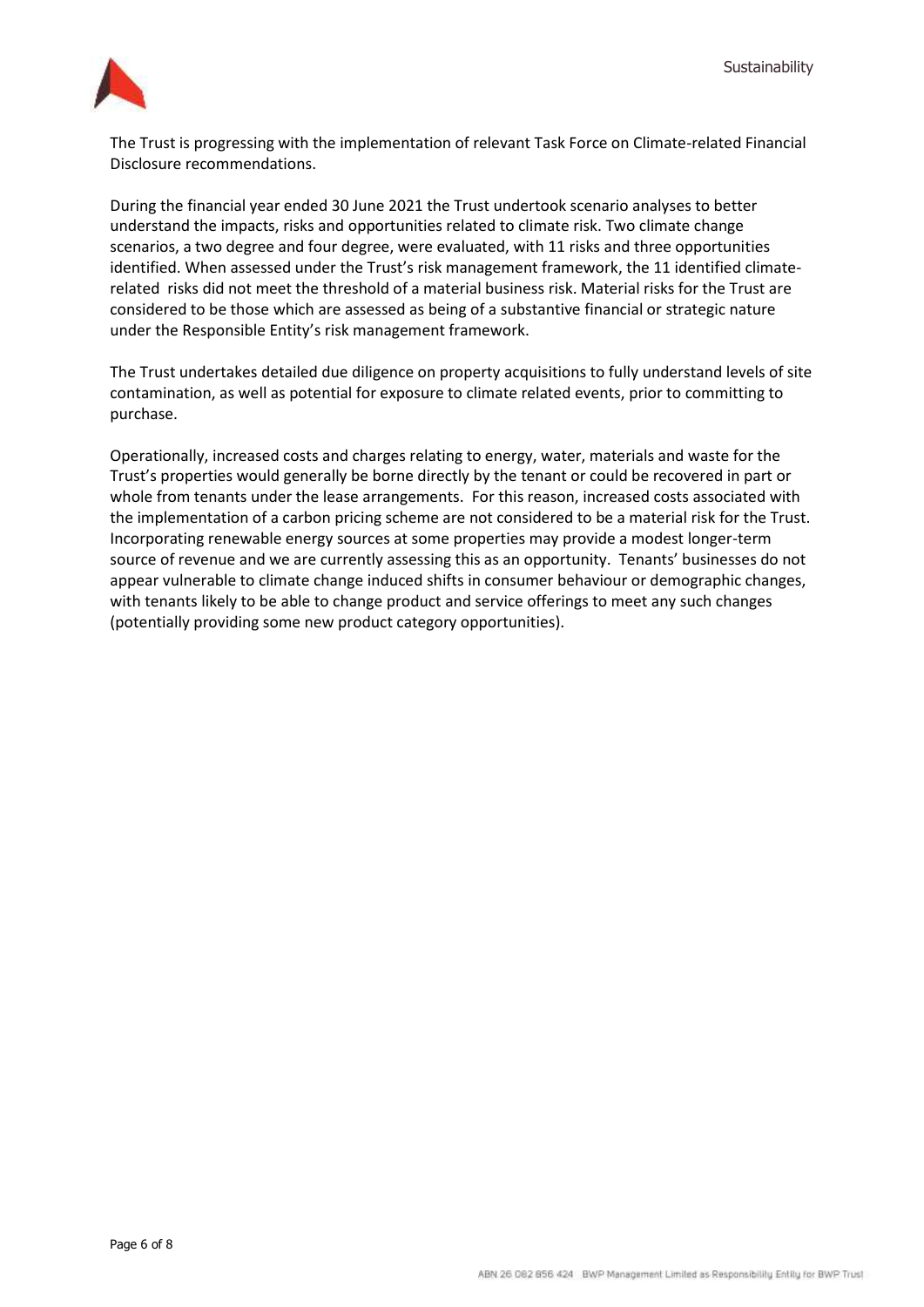The Trust is progressing with the implementation of relevant Task Force on Climate-related Financial Disclosure recommendations.

During the financial year ended 30 June 2021 the Trust undertook scenario analyses to better understand the impacts, risks and opportunities related to climate risk. Two climate change scenarios, a two degree and four degree, were evaluated, with 11 risks and three opportunities identified. When assessed under the Trust's risk management framework, the 11 identified climate-related risks did not meet the threshold of a material business risk. Material risks for the Trust are considered to be those which are assessed as being of a substantive financial or strategic nature under the Responsible Entity's risk management framework.

The Trust undertakes detailed due diligence on property acquisitions to fully understand levels of site contamination, as well as potential for exposure to climate related events, prior to committing to purchase.

Operationally, increased costs and charges relating to energy, water, materials and waste for the Trust's properties would generally be borne directly by the tenant or could be recovered in part or whole from tenants under the lease arrangements. For this reason, increased costs associated with the implementation of a carbon pricing scheme are not considered to be a material risk for the Trust. Incorporating renewable energy sources at some properties may provide a modest longer-term source of revenue and we are currently assessing this as an opportunity. Tenants' businesses do not appear vulnerable to climate change induced shifts in consumer behaviour or demographic changes, with tenants likely to be able to change product and service offerings to meet any such changes (potentially providing some new product category opportunities).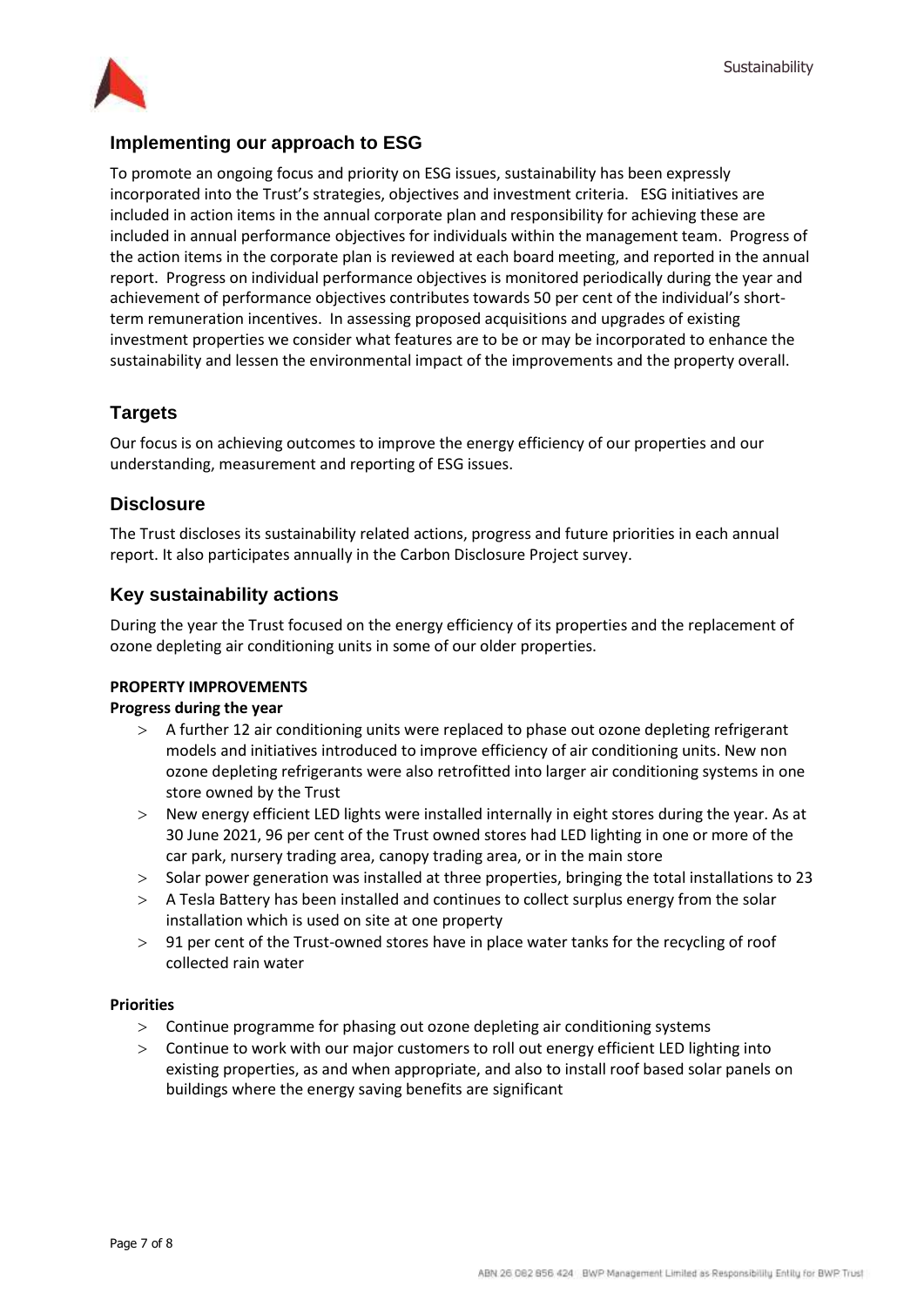## Implementing our approach to ESG

To promote an ongoing focus and priority on ESG issues, sustainability has been expressly incorporated into the Trust's strategies, objectives and investment criteria. ESG initiatives are included in action items in the annual corporate plan and responsibility for achieving these are included in annual performance objectives for individuals within the management team. Progress of the action items in the corporate plan is reviewed at each board meeting, and reported in the annual report. Progress on individual performance objectives is monitored periodically during the year and achievement of performance objectives contributes towards 50 per cent of the individual's short-term remuneration incentives. In assessing proposed acquisitions and upgrades of existing investment properties we consider what features are to be or may be incorporated to enhance the sustainability and lessen the environmental impact of the improvements and the property overall.

## Targets

Our focus is on achieving outcomes to improve the energy efficiency of our properties and our understanding, measurement and reporting of ESG issues.

## Disclosure

The Trust discloses its sustainability related actions, progress and future priorities in each annual report. It also participates annually in the Carbon Disclosure Project survey.

## Key sustainability actions

During the year the Trust focused on the energy efficiency of its properties and the replacement of ozone depleting air conditioning units in some of our older properties.

**PROPERTY IMPROVEMENTS**

**Progress during the year**

- A further 12 air conditioning units were replaced to phase out ozone depleting refrigerant models and initiatives introduced to improve efficiency of air conditioning units. New non ozone depleting refrigerants were also retrofitted into larger air conditioning systems in one store owned by the Trust
- New energy efficient LED lights were installed internally in eight stores during the year. As at 30 June 2021, 96 per cent of the Trust owned stores had LED lighting in one or more of the car park, nursery trading area, canopy trading area, or in the main store
- Solar power generation was installed at three properties, bringing the total installations to 23
- A Tesla Battery has been installed and continues to collect surplus energy from the solar installation which is used on site at one property
- 91 per cent of the Trust-owned stores have in place water tanks for the recycling of roof collected rain water

**Priorities**

- Continue programme for phasing out ozone depleting air conditioning systems
- Continue to work with our major customers to roll out energy efficient LED lighting into existing properties, as and when appropriate, and also to install roof based solar panels on buildings where the energy saving benefits are significant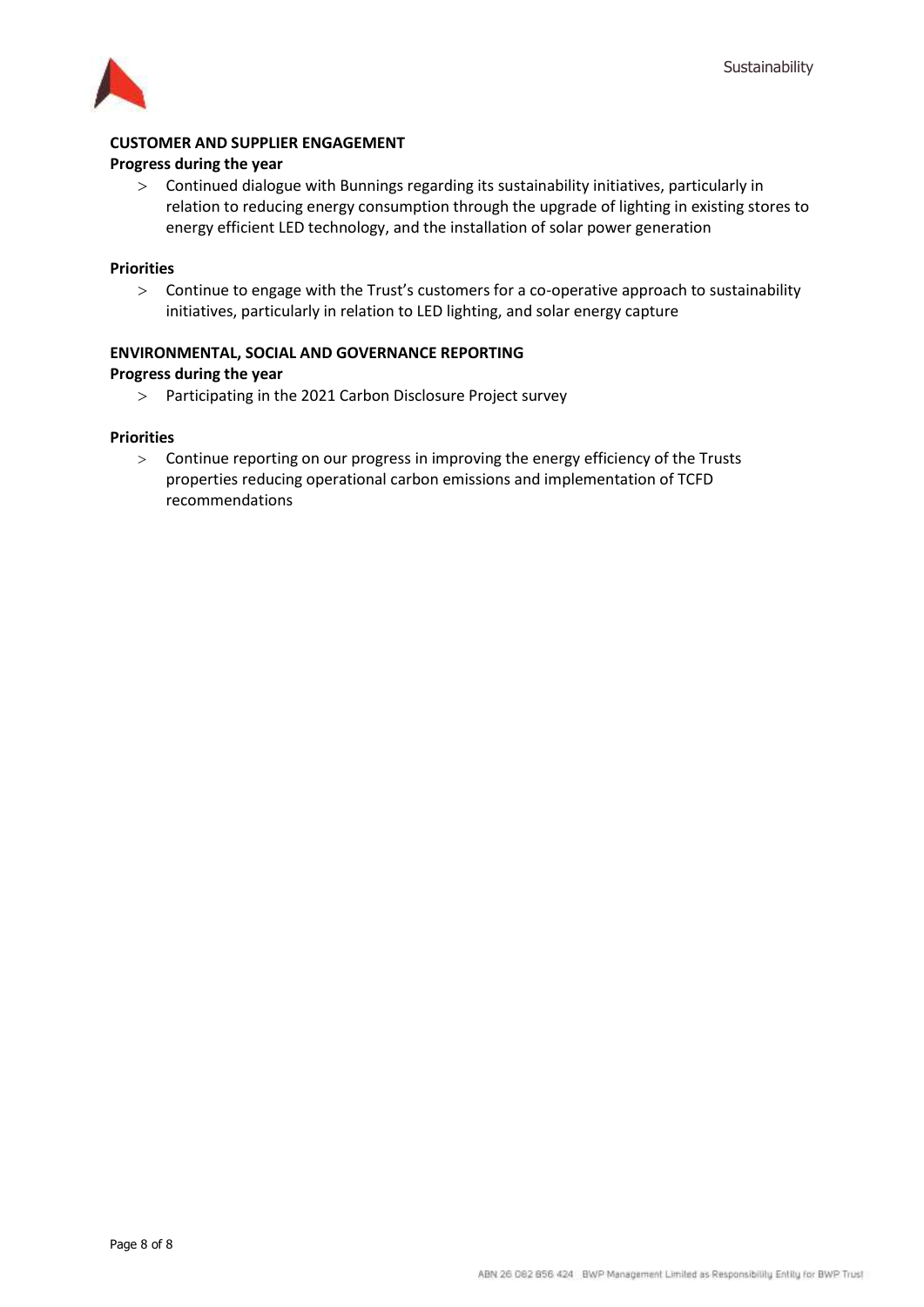### CUSTOMER AND SUPPLIER ENGAGEMENT

**Progress during the year**

- Continued dialogue with Bunnings regarding its sustainability initiatives, particularly in relation to reducing energy consumption through the upgrade of lighting in existing stores to energy efficient LED technology, and the installation of solar power generation

**Priorities**

- Continue to engage with the Trust's customers for a co-operative approach to sustainability initiatives, particularly in relation to LED lighting, and solar energy capture

### ENVIRONMENTAL, SOCIAL AND GOVERNANCE REPORTING

**Progress during the year**

- Participating in the 2021 Carbon Disclosure Project survey

**Priorities**

- Continue reporting on our progress in improving the energy efficiency of the Trusts properties reducing operational carbon emissions and implementation of TCFD recommendations